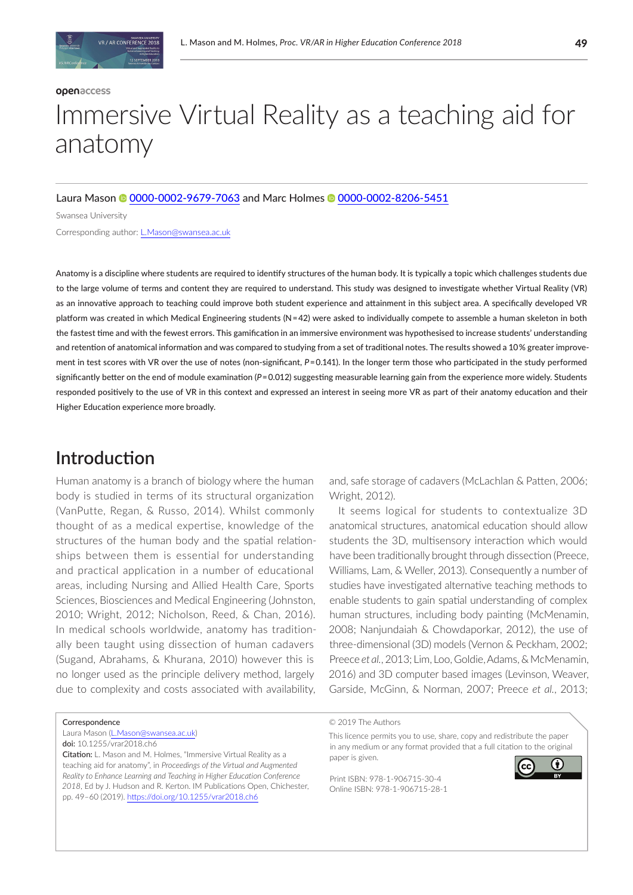openaccess

# Immersive Virtual Reality as a teaching aid for anatomy

Laura Mason 0000-0002-9679-7063 and Marc Holmes 0000-0002-8206-5451

Swansea University

Corresponding author: L.Mason@swansea.ac.uk

Anatomy is a discipline where students are required to identify structures of the human body. It is typically a topic which challenges students due to the large volume of terms and content they are required to understand. This study was designed to investigate whether Virtual Reality (VR) as an innovative approach to teaching could improve both student experience and attainment in this subject area. A specifically developed VR platform was created in which Medical Engineering students (N = 42) were asked to individually compete to assemble a human skeleton in both the fastest time and with the fewest errors. This gamification in an immersive environment was hypothesised to increase students' understanding and retention of anatomical information and was compared to studying from a set of traditional notes. The results showed a 10% greater improvement in test scores with VR over the use of notes (non-significant, $P = 0.141$). In the longer term those who participated in the study performed significantly better on the end of module examination ($P = 0.012$) suggesting measurable learning gain from the experience more widely. Students responded positively to the use of VR in this context and expressed an interest in seeing more VR as part of their anatomy education and their Higher Education experience more broadly.

## Introduction

Human anatomy is a branch of biology where the human body is studied in terms of its structural organization (VanPutte, Regan, & Russo, 2014). Whilst commonly thought of as a medical expertise, knowledge of the structures of the human body and the spatial relationships between them is essential for understanding and practical application in a number of educational areas, including Nursing and Allied Health Care, Sports Sciences, Biosciences and Medical Engineering (Johnston, 2010; Wright, 2012; Nicholson, Reed, & Chan, 2016). In medical schools worldwide, anatomy has traditionally been taught using dissection of human cadavers (Sugand, Abrahams, & Khurana, 2010) however this is no longer used as the principle delivery method, largely due to complexity and costs associated with availability, and, safe storage of cadavers (McLachlan & Patten, 2006; Wright, 2012).

It seems logical for students to contextualize 3D anatomical structures, anatomical education should allow students the 3D, multisensory interaction which would have been traditionally brought through dissection (Preece, Williams, Lam, & Weller, 2013). Consequently a number of studies have investigated alternative teaching methods to enable students to gain spatial understanding of complex human structures, including body painting (McMenamin, 2008; Nanjundaiah & Chowdaporkar, 2012), the use of three-dimensional (3D) models (Vernon & Peckham, 2002; Preece *et al.*, 2013; Lim, Loo, Goldie, Adams, & McMenamin, 2016) and 3D computer based images (Levinson, Weaver, Garside, McGinn, & Norman, 2007; Preece *et al.*, 2013;

Correspondence
Laura Mason (L.Mason@swansea.ac.uk)
**doi:** 10.1255/vrar2018.ch6
**Citation:** L. Mason and M. Holmes, "Immersive Virtual Reality as a teaching aid for anatomy", in *Proceedings of the Virtual and Augmented Reality to Enhance Learning and Teaching in Higher Education Conference 2018*, Ed by J. Hudson and R. Kerton. IM Publications Open, Chichester, pp. 49–60 (2019). https://doi.org/10.1255/vrar2018.ch6

© 2019 The Authors
This licence permits you to use, share, copy and redistribute the paper in any medium or any format provided that a full citation to the original paper is given.

Print ISBN: 978-1-906715-30-4
Online ISBN: 978-1-906715-28-1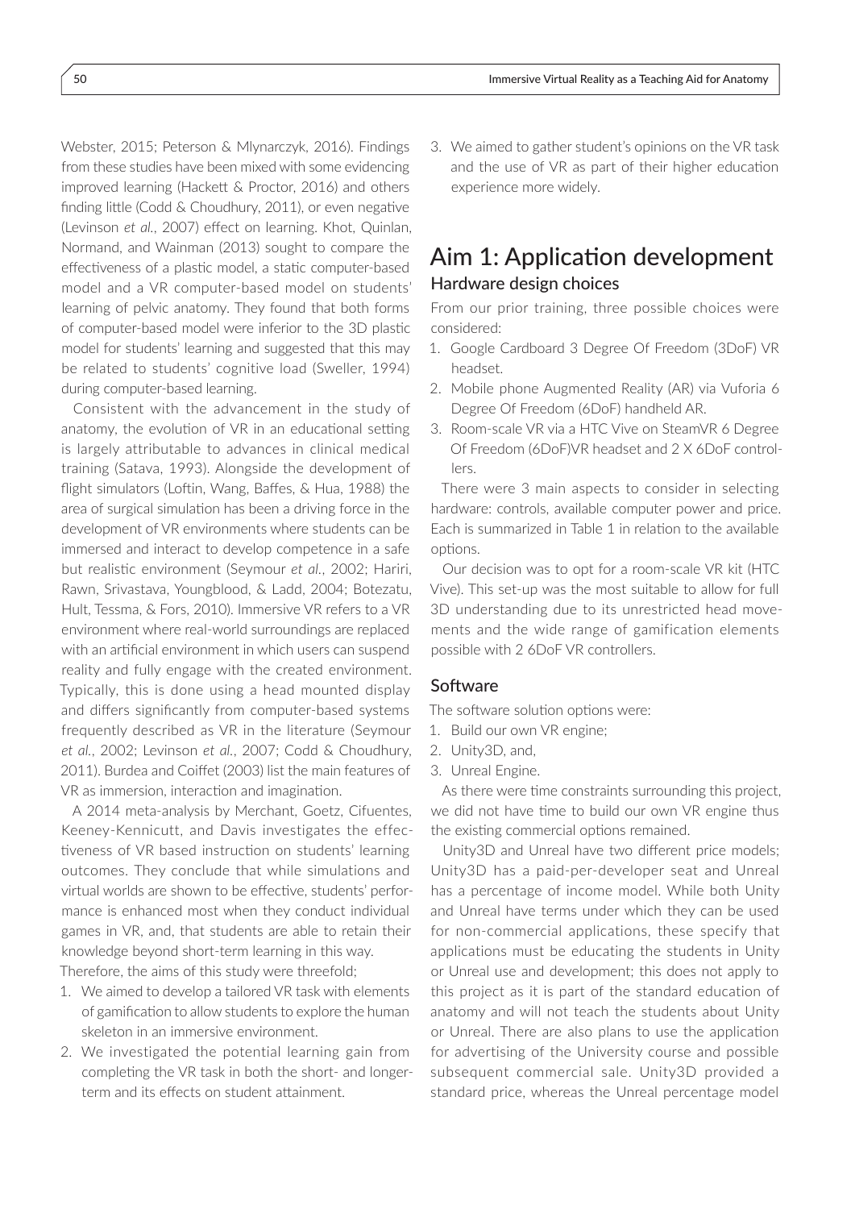Webster, 2015; Peterson & Mlynarczyk, 2016). Findings from these studies have been mixed with some evidencing improved learning (Hackett & Proctor, 2016) and others finding little (Codd & Choudhury, 2011), or even negative (Levinson *et al.*, 2007) effect on learning. Khot, Quinlan, Normand, and Wainman (2013) sought to compare the effectiveness of a plastic model, a static computer-based model and a VR computer-based model on students' learning of pelvic anatomy. They found that both forms of computer-based model were inferior to the 3D plastic model for students' learning and suggested that this may be related to students' cognitive load (Sweller, 1994) during computer-based learning.

Consistent with the advancement in the study of anatomy, the evolution of VR in an educational setting is largely attributable to advances in clinical medical training (Satava, 1993). Alongside the development of flight simulators (Loftin, Wang, Baffes, & Hua, 1988) the area of surgical simulation has been a driving force in the development of VR environments where students can be immersed and interact to develop competence in a safe but realistic environment (Seymour *et al.*, 2002; Hariri, Rawn, Srivastava, Youngblood, & Ladd, 2004; Botezatu, Hult, Tessma, & Fors, 2010). Immersive VR refers to a VR environment where real-world surroundings are replaced with an artificial environment in which users can suspend reality and fully engage with the created environment. Typically, this is done using a head mounted display and differs significantly from computer-based systems frequently described as VR in the literature (Seymour *et al.*, 2002; Levinson *et al.*, 2007; Codd & Choudhury, 2011). Burdea and Coiffet (2003) list the main features of VR as immersion, interaction and imagination.

A 2014 meta-analysis by Merchant, Goetz, Cifuentes, Keeney-Kennicutt, and Davis investigates the effectiveness of VR based instruction on students' learning outcomes. They conclude that while simulations and virtual worlds are shown to be effective, students' performance is enhanced most when they conduct individual games in VR, and, that students are able to retain their knowledge beyond short-term learning in this way.

Therefore, the aims of this study were threefold;

1. We aimed to develop a tailored VR task with elements of gamification to allow students to explore the human skeleton in an immersive environment.
2. We investigated the potential learning gain from completing the VR task in both the short- and longer-term and its effects on student attainment.
3. We aimed to gather student's opinions on the VR task and the use of VR as part of their higher education experience more widely.

# Aim 1: Application development

## Hardware design choices

From our prior training, three possible choices were considered:

1. Google Cardboard 3 Degree Of Freedom (3DoF) VR headset.
2. Mobile phone Augmented Reality (AR) via Vuforia 6 Degree Of Freedom (6DoF) handheld AR.
3. Room-scale VR via a HTC Vive on SteamVR 6 Degree Of Freedom (6DoF)VR headset and 2 X 6DoF controllers.

There were 3 main aspects to consider in selecting hardware: controls, available computer power and price. Each is summarized in Table 1 in relation to the available options.

Our decision was to opt for a room-scale VR kit (HTC Vive). This set-up was the most suitable to allow for full 3D understanding due to its unrestricted head movements and the wide range of gamification elements possible with 2 6DoF VR controllers.

## Software

The software solution options were:

1. Build our own VR engine;
2. Unity3D, and,
3. Unreal Engine.

As there were time constraints surrounding this project, we did not have time to build our own VR engine thus the existing commercial options remained.

Unity3D and Unreal have two different price models; Unity3D has a paid-per-developer seat and Unreal has a percentage of income model. While both Unity and Unreal have terms under which they can be used for non-commercial applications, these specify that applications must be educating the students in Unity or Unreal use and development; this does not apply to this project as it is part of the standard education of anatomy and will not teach the students about Unity or Unreal. There are also plans to use the application for advertising of the University course and possible subsequent commercial sale. Unity3D provided a standard price, whereas the Unreal percentage model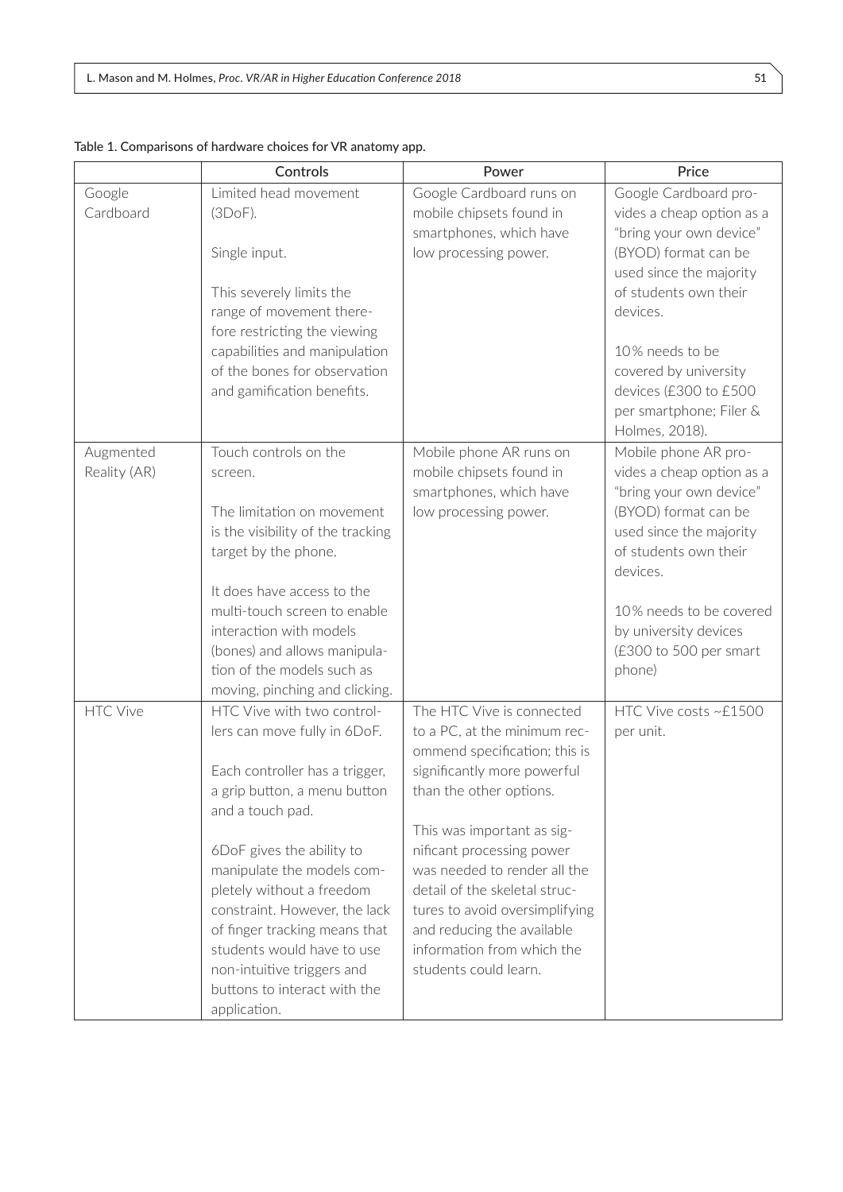Table 1. Comparisons of hardware choices for VR anatomy app.

| | Controls | Power | Price |
|---|---|---|---|
| Google Cardboard | Limited head movement (3DoF).<br><br>Single input.<br><br>This severely limits the range of movement therefore restricting the viewing capabilities and manipulation of the bones for observation and gamification benefits. | Google Cardboard runs on mobile chipsets found in smartphones, which have low processing power. | Google Cardboard provides a cheap option as a "bring your own device" (BYOD) format can be used since the majority of students own their devices.<br><br>10% needs to be covered by university devices (£300 to £500 per smartphone; Filer & Holmes, 2018). |
| Augmented Reality (AR) | Touch controls on the screen.<br><br>The limitation on movement is the visibility of the tracking target by the phone.<br><br>It does have access to the multi-touch screen to enable interaction with models (bones) and allows manipulation of the models such as moving, pinching and clicking. | Mobile phone AR runs on mobile chipsets found in smartphones, which have low processing power. | Mobile phone AR provides a cheap option as a "bring your own device" (BYOD) format can be used since the majority of students own their devices.<br><br>10% needs to be covered by university devices (£300 to 500 per smart phone) |
| HTC Vive | HTC Vive with two controllers can move fully in 6DoF.<br><br>Each controller has a trigger, a grip button, a menu button and a touch pad.<br><br>6DoF gives the ability to manipulate the models completely without a freedom constraint. However, the lack of finger tracking means that students would have to use non-intuitive triggers and buttons to interact with the application. | The HTC Vive is connected to a PC, at the minimum recommend specification; this is significantly more powerful than the other options.<br><br>This was important as significant processing power was needed to render all the detail of the skeletal structures to avoid oversimplifying and reducing the available information from which the students could learn. | HTC Vive costs ~£1500 per unit. |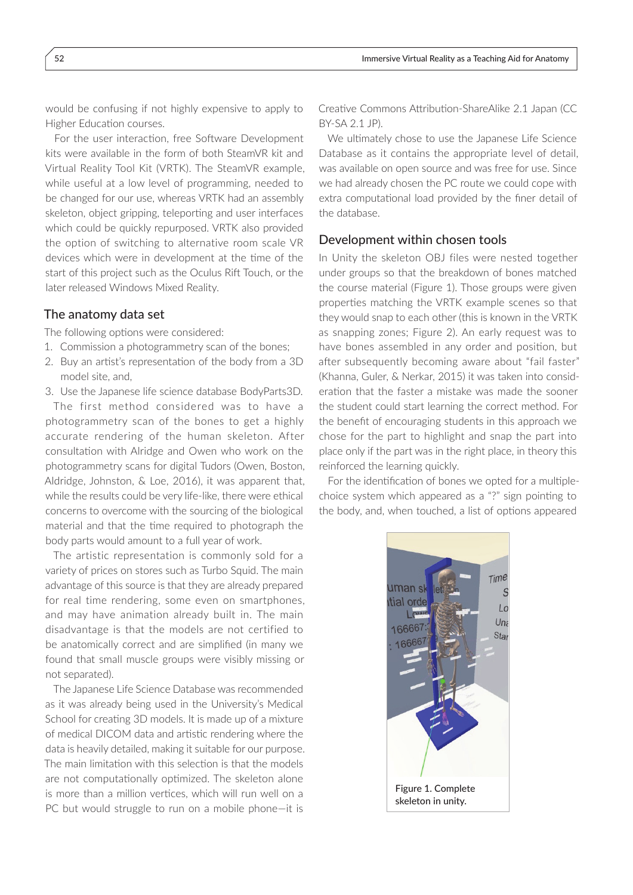would be confusing if not highly expensive to apply to Higher Education courses.

For the user interaction, free Software Development kits were available in the form of both SteamVR kit and Virtual Reality Tool Kit (VRTK). The SteamVR example, while useful at a low level of programming, needed to be changed for our use, whereas VRTK had an assembly skeleton, object gripping, teleporting and user interfaces which could be quickly repurposed. VRTK also provided the option of switching to alternative room scale VR devices which were in development at the time of the start of this project such as the Oculus Rift Touch, or the later released Windows Mixed Reality.

## The anatomy data set

The following options were considered:

1. Commission a photogrammetry scan of the bones;
2. Buy an artist's representation of the body from a 3D model site, and,
3. Use the Japanese life science database BodyParts3D.

The first method considered was to have a photogrammetry scan of the bones to get a highly accurate rendering of the human skeleton. After consultation with Alridge and Owen who work on the photogrammetry scans for digital Tudors (Owen, Boston, Aldridge, Johnston, & Loe, 2016), it was apparent that, while the results could be very life-like, there were ethical concerns to overcome with the sourcing of the biological material and that the time required to photograph the body parts would amount to a full year of work.

The artistic representation is commonly sold for a variety of prices on stores such as Turbo Squid. The main advantage of this source is that they are already prepared for real time rendering, some even on smartphones, and may have animation already built in. The main disadvantage is that the models are not certified to be anatomically correct and are simplified (in many we found that small muscle groups were visibly missing or not separated).

The Japanese Life Science Database was recommended as it was already being used in the University's Medical School for creating 3D models. It is made up of a mixture of medical DICOM data and artistic rendering where the data is heavily detailed, making it suitable for our purpose. The main limitation with this selection is that the models are not computationally optimized. The skeleton alone is more than a million vertices, which will run well on a PC but would struggle to run on a mobile phone—it is Creative Commons Attribution-ShareAlike 2.1 Japan (CC BY-SA 2.1 JP).

We ultimately chose to use the Japanese Life Science Database as it contains the appropriate level of detail, was available on open source and was free for use. Since we had already chosen the PC route we could cope with extra computational load provided by the finer detail of the database.

## Development within chosen tools

In Unity the skeleton OBJ files were nested together under groups so that the breakdown of bones matched the course material (Figure 1). Those groups were given properties matching the VRTK example scenes so that they would snap to each other (this is known in the VRTK as snapping zones; Figure 2). An early request was to have bones assembled in any order and position, but after subsequently becoming aware about "fail faster" (Khanna, Guler, & Nerkar, 2015) it was taken into consideration that the faster a mistake was made the sooner the student could start learning the correct method. For the benefit of encouraging students in this approach we chose for the part to highlight and snap the part into place only if the part was in the right place, in theory this reinforced the learning quickly.

For the identification of bones we opted for a multiple-choice system which appeared as a "?" sign pointing to the body, and, when touched, a list of options appeared

Figure 1. Complete skeleton in unity.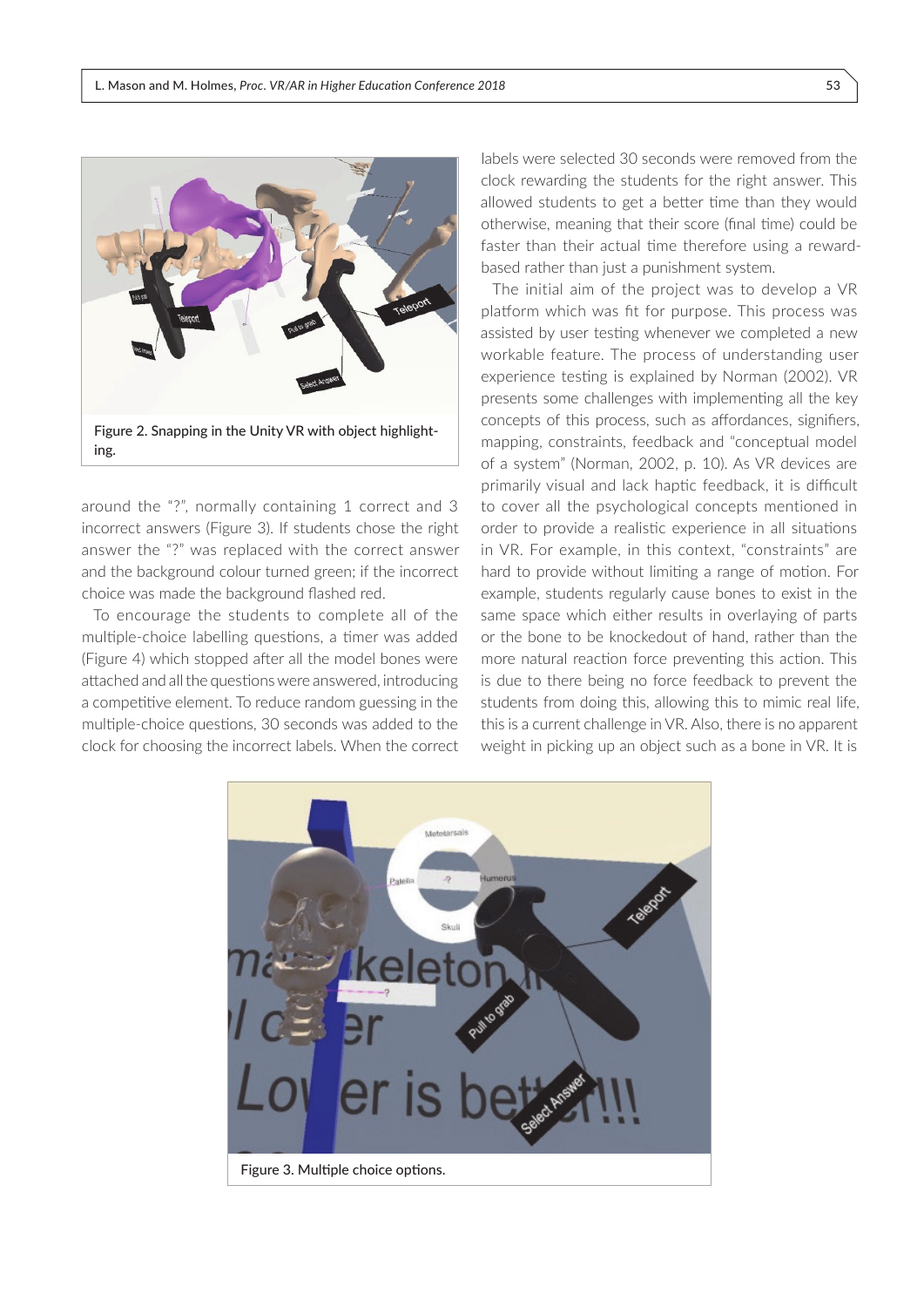Figure 2. Snapping in the Unity VR with object highlighting.

around the "?", normally containing 1 correct and 3 incorrect answers (Figure 3). If students chose the right answer the "?" was replaced with the correct answer and the background colour turned green; if the incorrect choice was made the background flashed red.

To encourage the students to complete all of the multiple-choice labelling questions, a timer was added (Figure 4) which stopped after all the model bones were attached and all the questions were answered, introducing a competitive element. To reduce random guessing in the multiple-choice questions, 30 seconds was added to the clock for choosing the incorrect labels. When the correct labels were selected 30 seconds were removed from the clock rewarding the students for the right answer. This allowed students to get a better time than they would otherwise, meaning that their score (final time) could be faster than their actual time therefore using a reward-based rather than just a punishment system.

The initial aim of the project was to develop a VR platform which was fit for purpose. This process was assisted by user testing whenever we completed a new workable feature. The process of understanding user experience testing is explained by Norman (2002). VR presents some challenges with implementing all the key concepts of this process, such as affordances, signifiers, mapping, constraints, feedback and "conceptual model of a system" (Norman, 2002, p. 10). As VR devices are primarily visual and lack haptic feedback, it is difficult to cover all the psychological concepts mentioned in order to provide a realistic experience in all situations in VR. For example, in this context, "constraints" are hard to provide without limiting a range of motion. For example, students regularly cause bones to exist in the same space which either results in overlaying of parts or the bone to be knockedout of hand, rather than the more natural reaction force preventing this action. This is due to there being no force feedback to prevent the students from doing this, allowing this to mimic real life, this is a current challenge in VR. Also, there is no apparent weight in picking up an object such as a bone in VR. It is

Figure 3. Multiple choice options.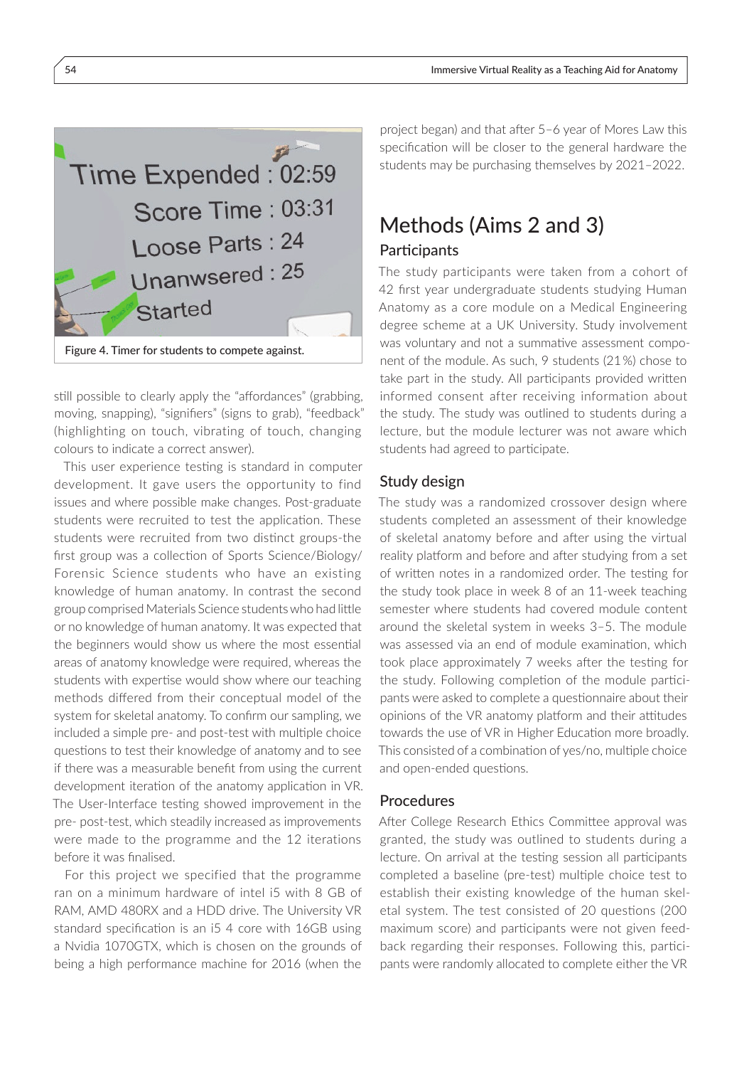Figure 4. Timer for students to compete against.

still possible to clearly apply the "affordances" (grabbing, moving, snapping), "signifiers" (signs to grab), "feedback" (highlighting on touch, vibrating of touch, changing colours to indicate a correct answer).

This user experience testing is standard in computer development. It gave users the opportunity to find issues and where possible make changes. Post-graduate students were recruited to test the application. These students were recruited from two distinct groups-the first group was a collection of Sports Science/Biology/Forensic Science students who have an existing knowledge of human anatomy. In contrast the second group comprised Materials Science students who had little or no knowledge of human anatomy. It was expected that the beginners would show us where the most essential areas of anatomy knowledge were required, whereas the students with expertise would show where our teaching methods differed from their conceptual model of the system for skeletal anatomy. To confirm our sampling, we included a simple pre- and post-test with multiple choice questions to test their knowledge of anatomy and to see if there was a measurable benefit from using the current development iteration of the anatomy application in VR. The User-Interface testing showed improvement in the pre- post-test, which steadily increased as improvements were made to the programme and the 12 iterations before it was finalised.

For this project we specified that the programme ran on a minimum hardware of intel i5 with 8 GB of RAM, AMD 480RX and a HDD drive. The University VR standard specification is an i5 4 core with 16GB using a Nvidia 1070GTX, which is chosen on the grounds of being a high performance machine for 2016 (when the project began) and that after 5–6 year of Mores Law this specification will be closer to the general hardware the students may be purchasing themselves by 2021–2022.

## Methods (Aims 2 and 3)

### Participants

The study participants were taken from a cohort of 42 first year undergraduate students studying Human Anatomy as a core module on a Medical Engineering degree scheme at a UK University. Study involvement was voluntary and not a summative assessment component of the module. As such, 9 students (21%) chose to take part in the study. All participants provided written informed consent after receiving information about the study. The study was outlined to students during a lecture, but the module lecturer was not aware which students had agreed to participate.

### Study design

The study was a randomized crossover design where students completed an assessment of their knowledge of skeletal anatomy before and after using the virtual reality platform and before and after studying from a set of written notes in a randomized order. The testing for the study took place in week 8 of an 11-week teaching semester where students had covered module content around the skeletal system in weeks 3–5. The module was assessed via an end of module examination, which took place approximately 7 weeks after the testing for the study. Following completion of the module participants were asked to complete a questionnaire about their opinions of the VR anatomy platform and their attitudes towards the use of VR in Higher Education more broadly. This consisted of a combination of yes/no, multiple choice and open-ended questions.

### Procedures

After College Research Ethics Committee approval was granted, the study was outlined to students during a lecture. On arrival at the testing session all participants completed a baseline (pre-test) multiple choice test to establish their existing knowledge of the human skeletal system. The test consisted of 20 questions (200 maximum score) and participants were not given feedback regarding their responses. Following this, participants were randomly allocated to complete either the VR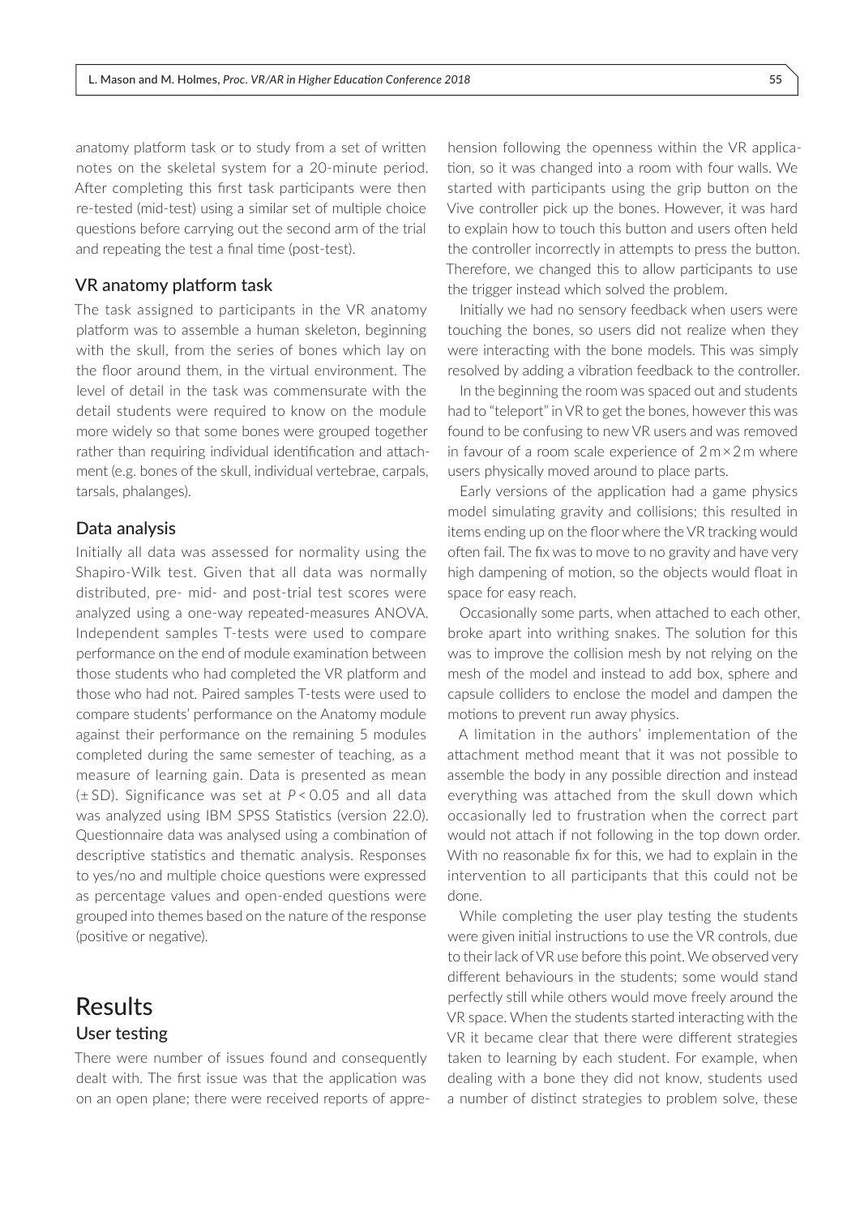anatomy platform task or to study from a set of written notes on the skeletal system for a 20-minute period. After completing this first task participants were then re-tested (mid-test) using a similar set of multiple choice questions before carrying out the second arm of the trial and repeating the test a final time (post-test).

### VR anatomy platform task

The task assigned to participants in the VR anatomy platform was to assemble a human skeleton, beginning with the skull, from the series of bones which lay on the floor around them, in the virtual environment. The level of detail in the task was commensurate with the detail students were required to know on the module more widely so that some bones were grouped together rather than requiring individual identification and attachment (e.g. bones of the skull, individual vertebrae, carpals, tarsals, phalanges).

### Data analysis

Initially all data was assessed for normality using the Shapiro-Wilk test. Given that all data was normally distributed, pre- mid- and post-trial test scores were analyzed using a one-way repeated-measures ANOVA. Independent samples T-tests were used to compare performance on the end of module examination between those students who had completed the VR platform and those who had not. Paired samples T-tests were used to compare students' performance on the Anatomy module against their performance on the remaining 5 modules completed during the same semester of teaching, as a measure of learning gain. Data is presented as mean ($\pm$ SD). Significance was set at $P < 0.05$ and all data was analyzed using IBM SPSS Statistics (version 22.0). Questionnaire data was analysed using a combination of descriptive statistics and thematic analysis. Responses to yes/no and multiple choice questions were expressed as percentage values and open-ended questions were grouped into themes based on the nature of the response (positive or negative).

# Results

### User testing

There were number of issues found and consequently dealt with. The first issue was that the application was on an open plane; there were received reports of apprehension following the openness within the VR application, so it was changed into a room with four walls. We started with participants using the grip button on the Vive controller pick up the bones. However, it was hard to explain how to touch this button and users often held the controller incorrectly in attempts to press the button. Therefore, we changed this to allow participants to use the trigger instead which solved the problem.

Initially we had no sensory feedback when users were touching the bones, so users did not realize when they were interacting with the bone models. This was simply resolved by adding a vibration feedback to the controller.

In the beginning the room was spaced out and students had to "teleport" in VR to get the bones, however this was found to be confusing to new VR users and was removed in favour of a room scale experience of $2\,\text{m} \times 2\,\text{m}$ where users physically moved around to place parts.

Early versions of the application had a game physics model simulating gravity and collisions; this resulted in items ending up on the floor where the VR tracking would often fail. The fix was to move to no gravity and have very high dampening of motion, so the objects would float in space for easy reach.

Occasionally some parts, when attached to each other, broke apart into writhing snakes. The solution for this was to improve the collision mesh by not relying on the mesh of the model and instead to add box, sphere and capsule colliders to enclose the model and dampen the motions to prevent run away physics.

A limitation in the authors' implementation of the attachment method meant that it was not possible to assemble the body in any possible direction and instead everything was attached from the skull down which occasionally led to frustration when the correct part would not attach if not following in the top down order. With no reasonable fix for this, we had to explain in the intervention to all participants that this could not be done.

While completing the user play testing the students were given initial instructions to use the VR controls, due to their lack of VR use before this point. We observed very different behaviours in the students; some would stand perfectly still while others would move freely around the VR space. When the students started interacting with the VR it became clear that there were different strategies taken to learning by each student. For example, when dealing with a bone they did not know, students used a number of distinct strategies to problem solve, these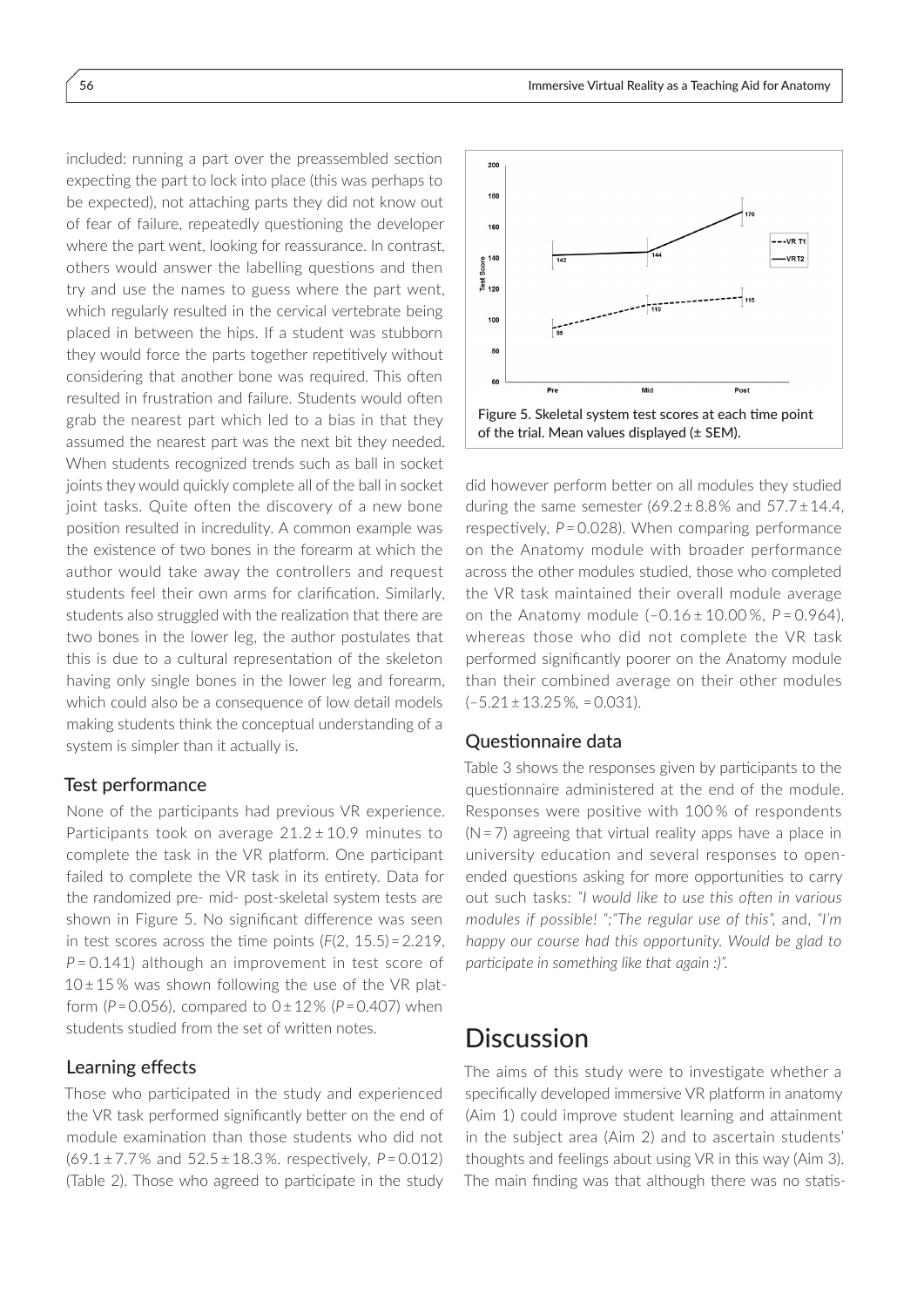included: running a part over the preassembled section expecting the part to lock into place (this was perhaps to be expected), not attaching parts they did not know out of fear of failure, repeatedly questioning the developer where the part went, looking for reassurance. In contrast, others would answer the labelling questions and then try and use the names to guess where the part went, which regularly resulted in the cervical vertebrate being placed in between the hips. If a student was stubborn they would force the parts together repetitively without considering that another bone was required. This often resulted in frustration and failure. Students would often grab the nearest part which led to a bias in that they assumed the nearest part was the next bit they needed. When students recognized trends such as ball in socket joints they would quickly complete all of the ball in socket joint tasks. Quite often the discovery of a new bone position resulted in incredulity. A common example was the existence of two bones in the forearm at which the author would take away the controllers and request students feel their own arms for clarification. Similarly, students also struggled with the realization that there are two bones in the lower leg, the author postulates that this is due to a cultural representation of the skeleton having only single bones in the lower leg and forearm, which could also be a consequence of low detail models making students think the conceptual understanding of a system is simpler than it actually is.

### Test performance

None of the participants had previous VR experience. Participants took on average 21.2 ± 10.9 minutes to complete the task in the VR platform. One participant failed to complete the VR task in its entirety. Data for the randomized pre- mid- post-skeletal system tests are shown in Figure 5. No significant difference was seen in test scores across the time points ($F(2, 15.5) = 2.219$, $P = 0.141$) although an improvement in test score of 10 ± 15 % was shown following the use of the VR platform ($P = 0.056$), compared to 0 ± 12 % ($P = 0.407$) when students studied from the set of written notes.

Figure 5. Skeletal system test scores at each time point of the trial. Mean values displayed (± SEM).

### Learning effects

Those who participated in the study and experienced the VR task performed significantly better on the end of module examination than those students who did not (69.1 ± 7.7 % and 52.5 ± 18.3 %. respectively, $P = 0.012$) (Table 2). Those who agreed to participate in the study did however perform better on all modules they studied during the same semester (69.2 ± 8.8 % and 57.7 ± 14.4, respectively, $P = 0.028$). When comparing performance on the Anatomy module with broader performance across the other modules studied, those who completed the VR task maintained their overall module average on the Anatomy module (–0.16 ± 10.00 %, $P = 0.964$), whereas those who did not complete the VR task performed significantly poorer on the Anatomy module than their combined average on their other modules (–5.21 ± 13.25 %, = 0.031).

### Questionnaire data

Table 3 shows the responses given by participants to the questionnaire administered at the end of the module. Responses were positive with 100 % of respondents (N = 7) agreeing that virtual reality apps have a place in university education and several responses to open-ended questions asking for more opportunities to carry out such tasks: *"I would like to use this often in various modules if possible! ";"The regular use of this"*, and, *"I'm happy our course had this opportunity. Would be glad to participate in something like that again :)".*

## Discussion

The aims of this study were to investigate whether a specifically developed immersive VR platform in anatomy (Aim 1) could improve student learning and attainment in the subject area (Aim 2) and to ascertain students' thoughts and feelings about using VR in this way (Aim 3). The main finding was that although there was no statis-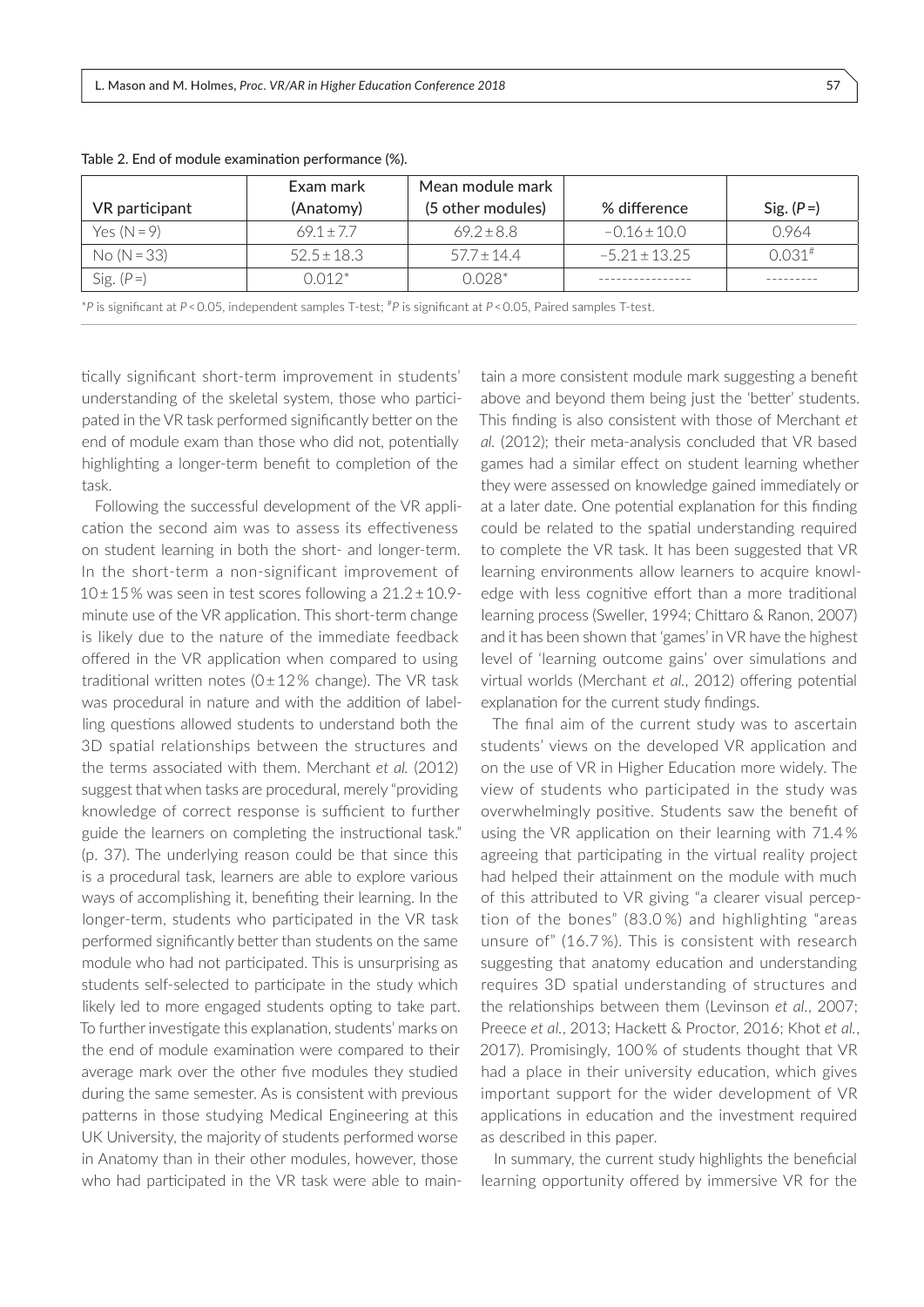Table 2. End of module examination performance (%).

| VR participant | Exam mark (Anatomy) | Mean module mark (5 other modules) | % difference | Sig. ($P$ =) |
|---|---|---|---|---|
| Yes (N = 9) | $69.1 \pm 7.7$ | $69.2 \pm 8.8$ | $-0.16 \pm 10.0$ | 0.964 |
| No (N = 33) | $52.5 \pm 18.3$ | $57.7 \pm 14.4$ | $-5.21 \pm 13.25$ | $0.031^{\#}$ |
| Sig. ($P$ =) | $0.012^{*}$ | $0.028^{*}$ | ---------------- | --------- |

$^{*}P$ is significant at $P < 0.05$, independent samples T-test; $^{\#}P$ is significant at $P < 0.05$, Paired samples T-test.

tically significant short-term improvement in students' understanding of the skeletal system, those who participated in the VR task performed significantly better on the end of module exam than those who did not, potentially highlighting a longer-term benefit to completion of the task.

Following the successful development of the VR application the second aim was to assess its effectiveness on student learning in both the short- and longer-term. In the short-term a non-significant improvement of $10 \pm 15$% was seen in test scores following a $21.2 \pm 10.9$-minute use of the VR application. This short-term change is likely due to the nature of the immediate feedback offered in the VR application when compared to using traditional written notes ($0 \pm 12$% change). The VR task was procedural in nature and with the addition of labelling questions allowed students to understand both the 3D spatial relationships between the structures and the terms associated with them. Merchant *et al.* (2012) suggest that when tasks are procedural, merely "providing knowledge of correct response is sufficient to further guide the learners on completing the instructional task." (p. 37). The underlying reason could be that since this is a procedural task, learners are able to explore various ways of accomplishing it, benefiting their learning. In the longer-term, students who participated in the VR task performed significantly better than students on the same module who had not participated. This is unsurprising as students self-selected to participate in the study which likely led to more engaged students opting to take part. To further investigate this explanation, students' marks on the end of module examination were compared to their average mark over the other five modules they studied during the same semester. As is consistent with previous patterns in those studying Medical Engineering at this UK University, the majority of students performed worse in Anatomy than in their other modules, however, those who had participated in the VR task were able to maintain a more consistent module mark suggesting a benefit above and beyond them being just the 'better' students. This finding is also consistent with those of Merchant *et al.* (2012); their meta-analysis concluded that VR based games had a similar effect on student learning whether they were assessed on knowledge gained immediately or at a later date. One potential explanation for this finding could be related to the spatial understanding required to complete the VR task. It has been suggested that VR learning environments allow learners to acquire knowledge with less cognitive effort than a more traditional learning process (Sweller, 1994; Chittaro & Ranon, 2007) and it has been shown that 'games' in VR have the highest level of 'learning outcome gains' over simulations and virtual worlds (Merchant *et al.*, 2012) offering potential explanation for the current study findings.

The final aim of the current study was to ascertain students' views on the developed VR application and on the use of VR in Higher Education more widely. The view of students who participated in the study was overwhelmingly positive. Students saw the benefit of using the VR application on their learning with 71.4% agreeing that participating in the virtual reality project had helped their attainment on the module with much of this attributed to VR giving "a clearer visual perception of the bones" (83.0%) and highlighting "areas unsure of" (16.7%). This is consistent with research suggesting that anatomy education and understanding requires 3D spatial understanding of structures and the relationships between them (Levinson *et al.*, 2007; Preece *et al.*, 2013; Hackett & Proctor, 2016; Khot *et al.*, 2017). Promisingly, 100% of students thought that VR had a place in their university education, which gives important support for the wider development of VR applications in education and the investment required as described in this paper.

In summary, the current study highlights the beneficial learning opportunity offered by immersive VR for the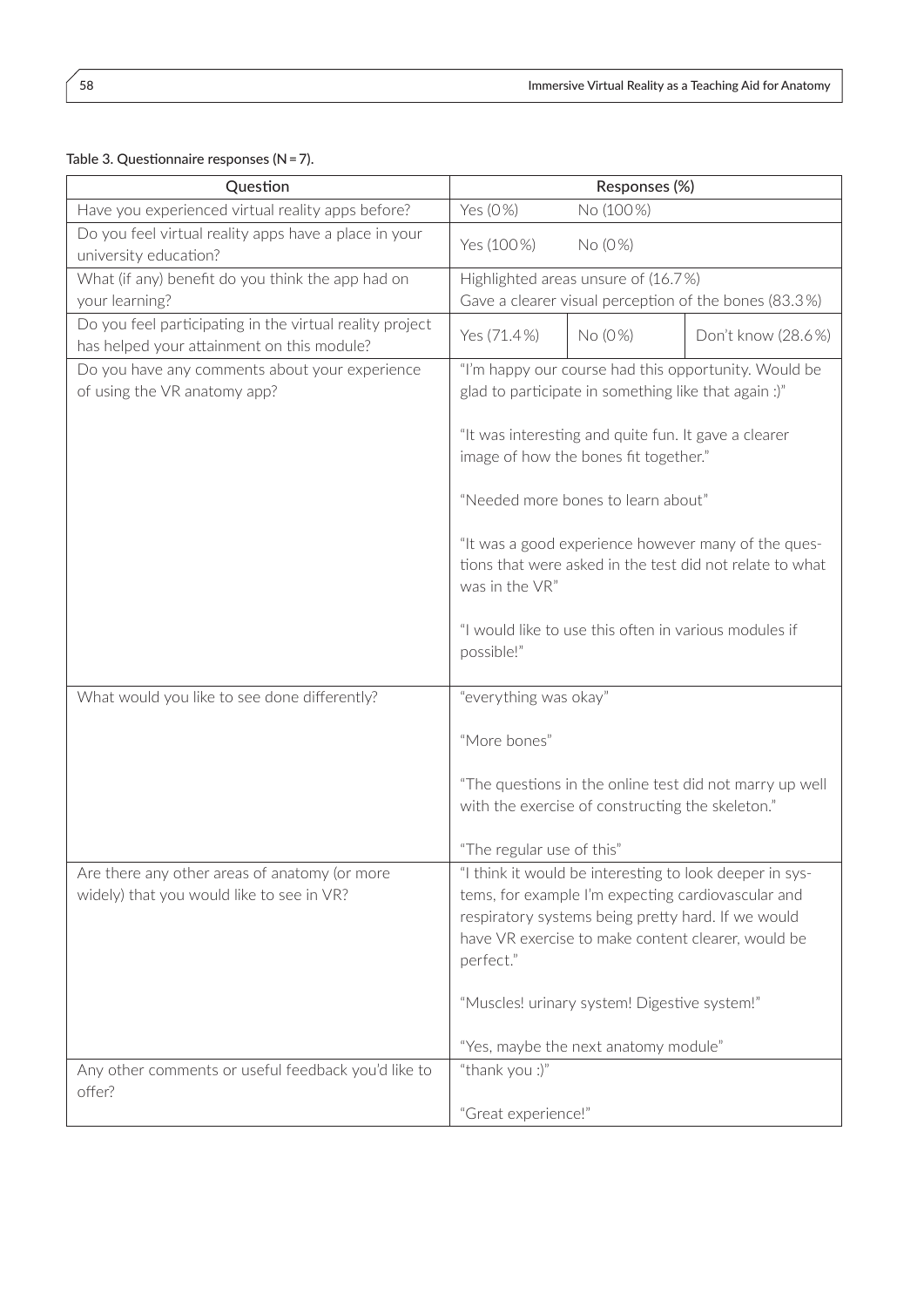Table 3. Questionnaire responses (N = 7).

| Question | Responses (%) | | |
|---|---|---|---|
| Have you experienced virtual reality apps before? | Yes (0%) | No (100%) | |
| Do you feel virtual reality apps have a place in your university education? | Yes (100%) | No (0%) | |
| What (if any) benefit do you think the app had on your learning? | Highlighted areas unsure of (16.7%)<br>Gave a clearer visual perception of the bones (83.3%) | | |
| Do you feel participating in the virtual reality project has helped your attainment on this module? | Yes (71.4%) | No (0%) | Don't know (28.6%) |
| Do you have any comments about your experience of using the VR anatomy app? | "I'm happy our course had this opportunity. Would be glad to participate in something like that again :)"<br><br>"It was interesting and quite fun. It gave a clearer image of how the bones fit together."<br><br>"Needed more bones to learn about"<br><br>"It was a good experience however many of the questions that were asked in the test did not relate to what was in the VR"<br><br>"I would like to use this often in various modules if possible!" | | |
| What would you like to see done differently? | "everything was okay"<br><br>"More bones"<br><br>"The questions in the online test did not marry up well with the exercise of constructing the skeleton."<br><br>"The regular use of this" | | |
| Are there any other areas of anatomy (or more widely) that you would like to see in VR? | "I think it would be interesting to look deeper in systems, for example I'm expecting cardiovascular and respiratory systems being pretty hard. If we would have VR exercise to make content clearer, would be perfect."<br><br>"Muscles! urinary system! Digestive system!"<br><br>"Yes, maybe the next anatomy module" | | |
| Any other comments or useful feedback you'd like to offer? | "thank you :)"<br><br>"Great experience!" | | |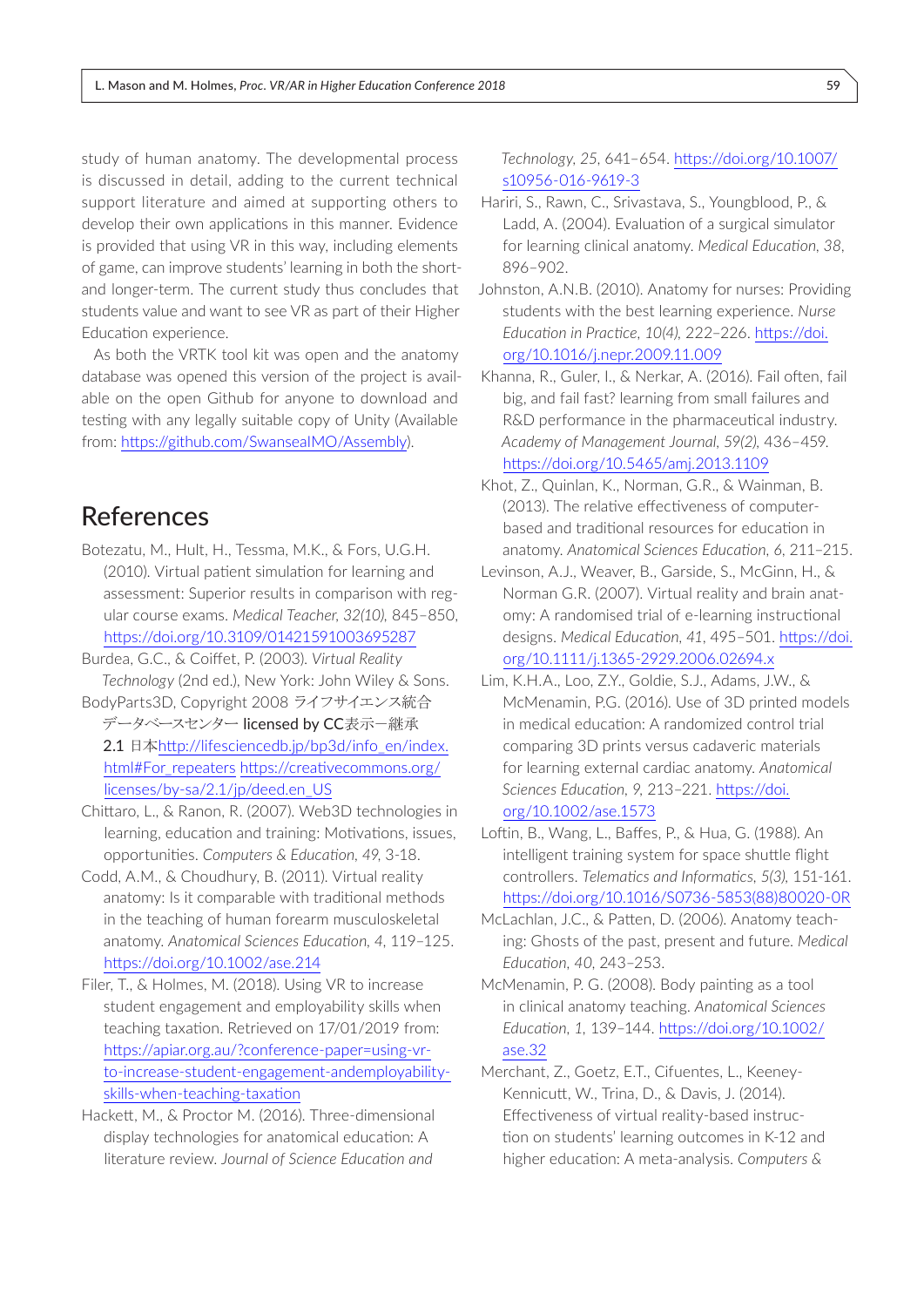study of human anatomy. The developmental process is discussed in detail, adding to the current technical support literature and aimed at supporting others to develop their own applications in this manner. Evidence is provided that using VR in this way, including elements of game, can improve students' learning in both the short- and longer-term. The current study thus concludes that students value and want to see VR as part of their Higher Education experience.

As both the VRTK tool kit was open and the anatomy database was opened this version of the project is available on the open Github for anyone to download and testing with any legally suitable copy of Unity (Available from: https://github.com/SwanseaIMO/Assembly).

## References

Botezatu, M., Hult, H., Tessma, M.K., & Fors, U.G.H. (2010). Virtual patient simulation for learning and assessment: Superior results in comparison with regular course exams. *Medical Teacher, 32(10),* 845–850, https://doi.org/10.3109/01421591003695287

Burdea, G.C., & Coiffet, P. (2003). *Virtual Reality Technology* (2nd ed.), New York: John Wiley & Sons.

BodyParts3D, Copyright 2008 ライフサイエンス統合データベースセンター licensed by CC表示ー継承2.1 日本http://lifesciencedb.jp/bp3d/info_en/index.html#For_repeaters https://creativecommons.org/licenses/by-sa/2.1/jp/deed.en_US

Chittaro, L., & Ranon, R. (2007). Web3D technologies in learning, education and training: Motivations, issues, opportunities. *Computers & Education, 49,* 3-18.

Codd, A.M., & Choudhury, B. (2011). Virtual reality anatomy: Is it comparable with traditional methods in the teaching of human forearm musculoskeletal anatomy. *Anatomical Sciences Education, 4,* 119–125. https://doi.org/10.1002/ase.214

Filer, T., & Holmes, M. (2018). Using VR to increase student engagement and employability skills when teaching taxation. Retrieved on 17/01/2019 from: https://apiar.org.au/?conference-paper=using-vr-to-increase-student-engagement-andemployability-skills-when-teaching-taxation

Hackett, M., & Proctor M. (2016). Three-dimensional display technologies for anatomical education: A literature review. *Journal of Science Education and Technology, 25,* 641–654. https://doi.org/10.1007/s10956-016-9619-3

Hariri, S., Rawn, C., Srivastava, S., Youngblood, P., & Ladd, A. (2004). Evaluation of a surgical simulator for learning clinical anatomy. *Medical Education, 38,* 896–902.

Johnston, A.N.B. (2010). Anatomy for nurses: Providing students with the best learning experience. *Nurse Education in Practice, 10(4),* 222–226. https://doi.org/10.1016/j.nepr.2009.11.009

Khanna, R., Guler, I., & Nerkar, A. (2016). Fail often, fail big, and fail fast? learning from small failures and R&D performance in the pharmaceutical industry. *Academy of Management Journal, 59(2),* 436–459. https://doi.org/10.5465/amj.2013.1109

Khot, Z., Quinlan, K., Norman, G.R., & Wainman, B. (2013). The relative effectiveness of computer-based and traditional resources for education in anatomy. *Anatomical Sciences Education, 6,* 211–215.

Levinson, A.J., Weaver, B., Garside, S., McGinn, H., & Norman G.R. (2007). Virtual reality and brain anatomy: A randomised trial of e-learning instructional designs. *Medical Education, 41,* 495–501. https://doi.org/10.1111/j.1365-2929.2006.02694.x

Lim, K.H.A., Loo, Z.Y., Goldie, S.J., Adams, J.W., & McMenamin, P.G. (2016). Use of 3D printed models in medical education: A randomized control trial comparing 3D prints versus cadaveric materials for learning external cardiac anatomy. *Anatomical Sciences Education, 9,* 213–221. https://doi.org/10.1002/ase.1573

Loftin, B., Wang, L., Baffes, P., & Hua, G. (1988). An intelligent training system for space shuttle flight controllers. *Telematics and Informatics, 5(3),* 151-161. https://doi.org/10.1016/S0736-5853(88)80020-0R

McLachlan, J.C., & Patten, D. (2006). Anatomy teaching: Ghosts of the past, present and future. *Medical Education, 40,* 243–253.

McMenamin, P. G. (2008). Body painting as a tool in clinical anatomy teaching. *Anatomical Sciences Education, 1,* 139–144. https://doi.org/10.1002/ase.32

Merchant, Z., Goetz, E.T., Cifuentes, L., Keeney-Kennicutt, W., Trina, D., & Davis, J. (2014). Effectiveness of virtual reality-based instruction on students' learning outcomes in K-12 and higher education: A meta-analysis. *Computers &*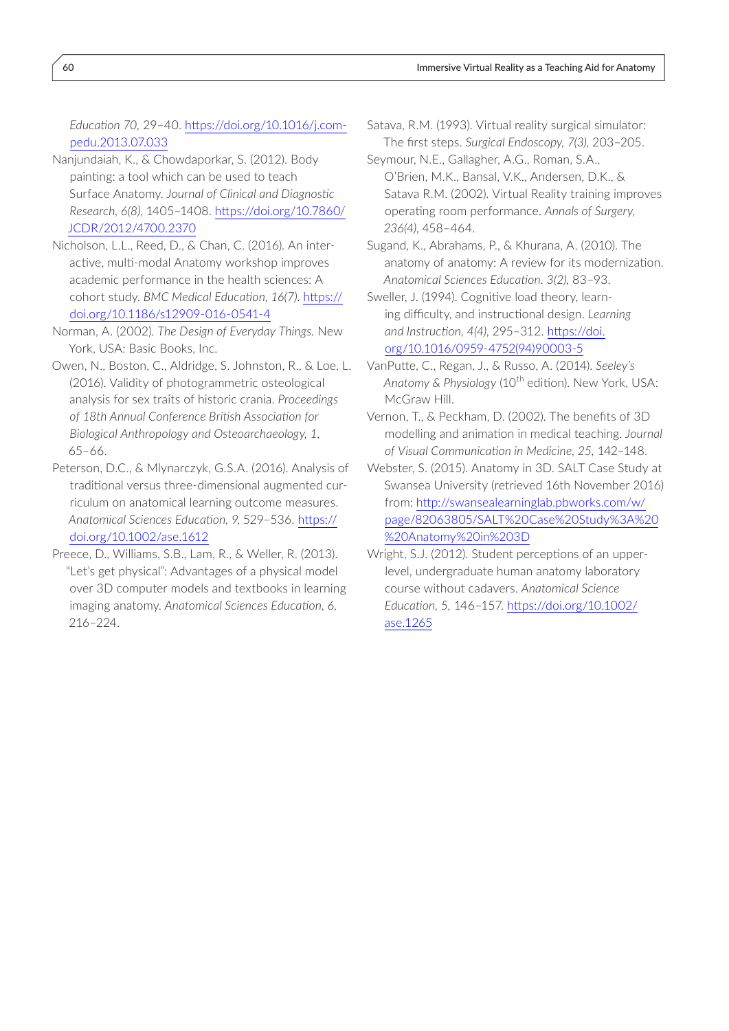*Education 70*, 29–40. https://doi.org/10.1016/j.compedu.2013.07.033

Nanjundaiah, K., & Chowdaporkar, S. (2012). Body painting: a tool which can be used to teach Surface Anatomy. *Journal of Clinical and Diagnostic Research, 6(8)*, 1405–1408. https://doi.org/10.7860/JCDR/2012/4700.2370

Nicholson, L.L., Reed, D., & Chan, C. (2016). An interactive, multi-modal Anatomy workshop improves academic performance in the health sciences: A cohort study. *BMC Medical Education, 16(7)*. https://doi.org/10.1186/s12909-016-0541-4

Norman, A. (2002). *The Design of Everyday Things*. New York, USA: Basic Books, Inc.

Owen, N., Boston, C., Aldridge, S. Johnston, R., & Loe, L. (2016). Validity of photogrammetric osteological analysis for sex traits of historic crania. *Proceedings of 18th Annual Conference British Association for Biological Anthropology and Osteoarchaeology, 1*, 65–66.

Peterson, D.C., & Mlynarczyk, G.S.A. (2016). Analysis of traditional versus three-dimensional augmented curriculum on anatomical learning outcome measures. *Anatomical Sciences Education, 9*, 529–536. https://doi.org/10.1002/ase.1612

Preece, D., Williams, S.B., Lam, R., & Weller, R. (2013). "Let's get physical": Advantages of a physical model over 3D computer models and textbooks in learning imaging anatomy. *Anatomical Sciences Education, 6*, 216–224.

Satava, R.M. (1993). Virtual reality surgical simulator: The first steps. *Surgical Endoscopy, 7(3)*, 203–205.

Seymour, N.E., Gallagher, A.G., Roman, S.A., O'Brien, M.K., Bansal, V.K., Andersen, D.K., & Satava R.M. (2002). Virtual Reality training improves operating room performance. *Annals of Surgery, 236(4)*, 458–464.

Sugand, K., Abrahams, P., & Khurana, A. (2010). The anatomy of anatomy: A review for its modernization. *Anatomical Sciences Education. 3(2)*, 83–93.

Sweller, J. (1994). Cognitive load theory, learning difficulty, and instructional design. *Learning and Instruction, 4(4)*, 295–312. https://doi.org/10.1016/0959-4752(94)90003-5

VanPutte, C., Regan, J., & Russo, A. (2014). *Seeley's Anatomy & Physiology* (10th edition). New York, USA: McGraw Hill.

Vernon, T., & Peckham, D. (2002). The benefits of 3D modelling and animation in medical teaching. *Journal of Visual Communication in Medicine, 25*, 142–148.

Webster, S. (2015). Anatomy in 3D. SALT Case Study at Swansea University (retrieved 16th November 2016) from: http://swansealearninglab.pbworks.com/w/page/82063805/SALT%20Case%20Study%3A%20%20Anatomy%20in%203D

Wright, S.J. (2012). Student perceptions of an upper-level, undergraduate human anatomy laboratory course without cadavers. *Anatomical Science Education, 5*, 146–157. https://doi.org/10.1002/ase.1265